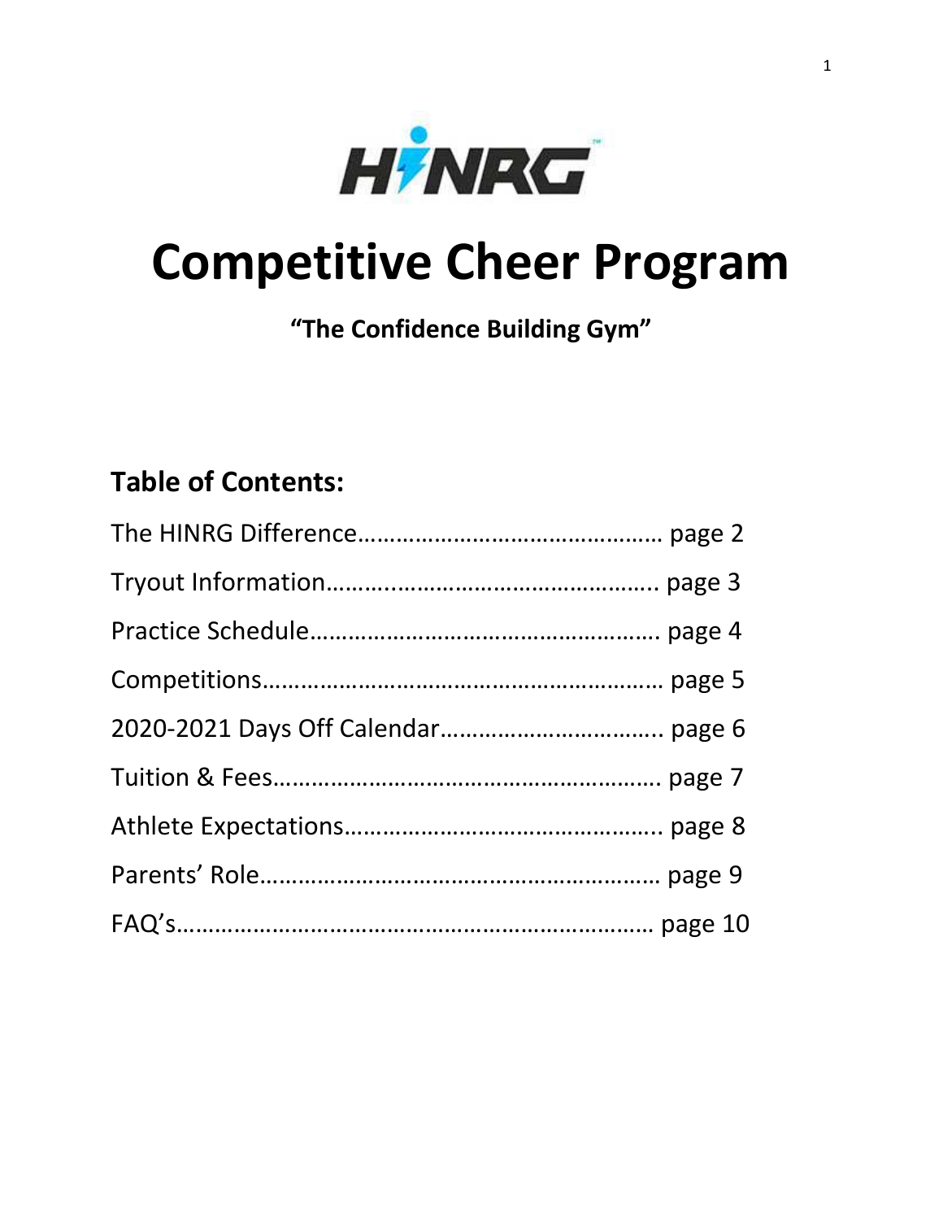HINRG

# Competitive Cheer Program

**"The Confidence Building Gym"**

## Table of Contents:

The HINRG Difference………………………………………… page 2

Tryout Information……………………………………….. page 3

Practice Schedule……………………………………………. page 4

Competitions…………………………………………………… page 5

2020-2021 Days Off Calendar…………………………….. page 6

Tuition & Fees…………………………………………………. page 7

Athlete Expectations……………………………………….. page 8

Parents' Role…………………………………………………… page 9

FAQ's…………………………………………………………………… page 10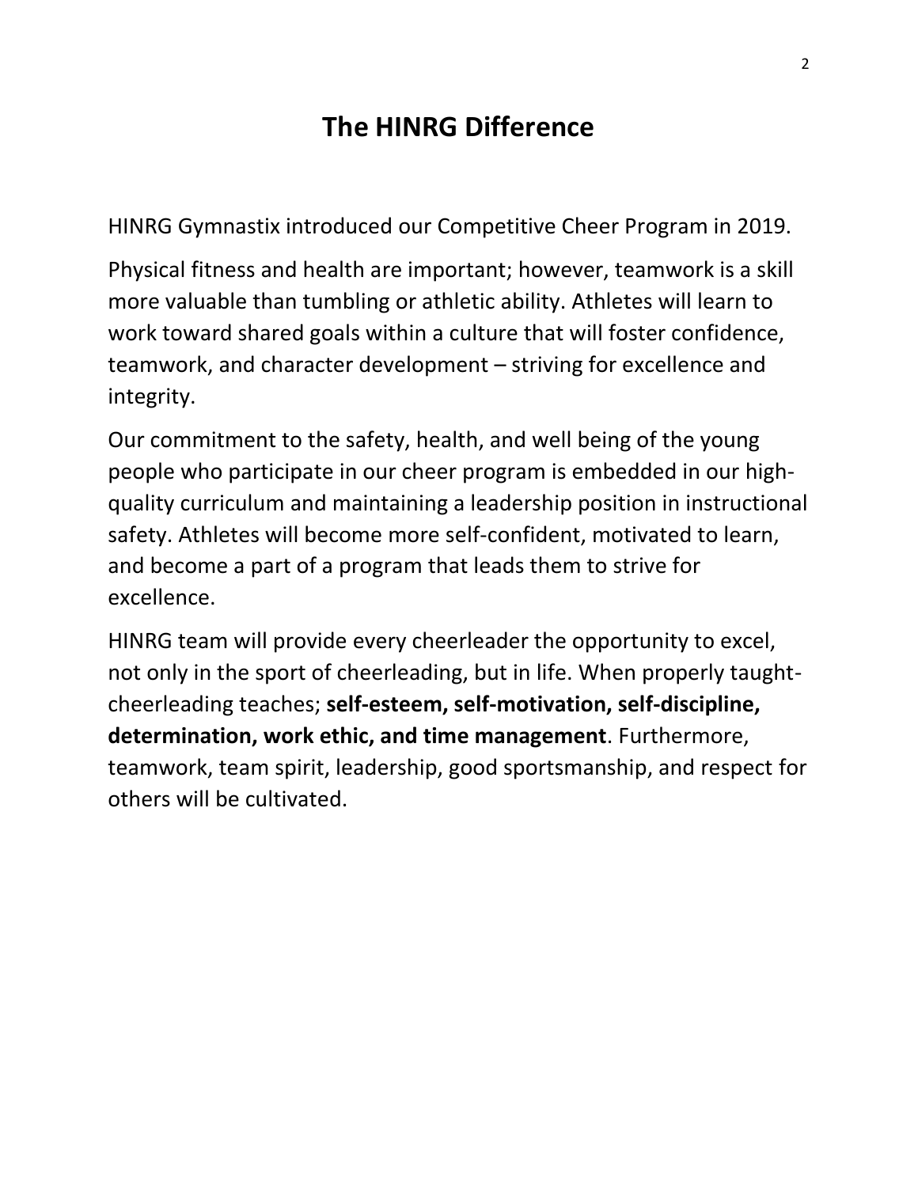# The HINRG Difference

HINRG Gymnastix introduced our Competitive Cheer Program in 2019.

Physical fitness and health are important; however, teamwork is a skill more valuable than tumbling or athletic ability. Athletes will learn to work toward shared goals within a culture that will foster confidence, teamwork, and character development – striving for excellence and integrity.

Our commitment to the safety, health, and well being of the young people who participate in our cheer program is embedded in our high-quality curriculum and maintaining a leadership position in instructional safety. Athletes will become more self-confident, motivated to learn, and become a part of a program that leads them to strive for excellence.

HINRG team will provide every cheerleader the opportunity to excel, not only in the sport of cheerleading, but in life. When properly taught-cheerleading teaches; **self-esteem, self-motivation, self-discipline, determination, work ethic, and time management**. Furthermore, teamwork, team spirit, leadership, good sportsmanship, and respect for others will be cultivated.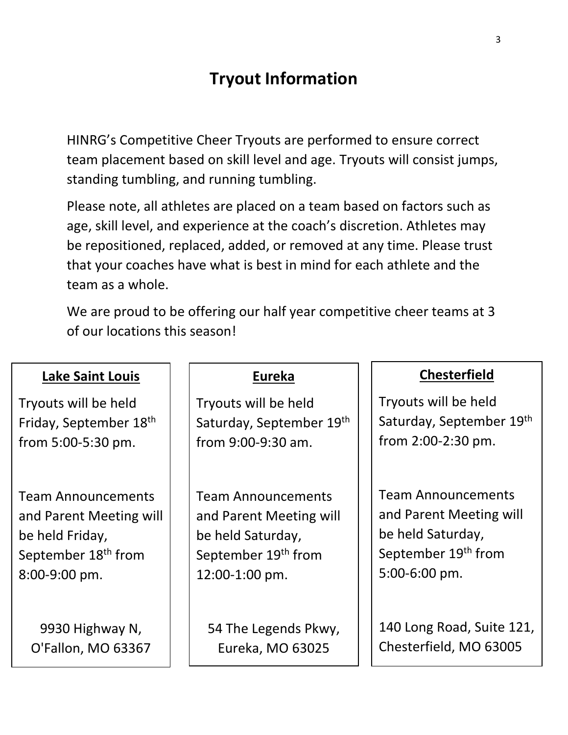# Tryout Information

HINRG's Competitive Cheer Tryouts are performed to ensure correct team placement based on skill level and age. Tryouts will consist jumps, standing tumbling, and running tumbling.

Please note, all athletes are placed on a team based on factors such as age, skill level, and experience at the coach's discretion. Athletes may be repositioned, replaced, added, or removed at any time. Please trust that your coaches have what is best in mind for each athlete and the team as a whole.

We are proud to be offering our half year competitive cheer teams at 3 of our locations this season!

### Lake Saint Louis

Tryouts will be held Friday, September 18th from 5:00-5:30 pm.

Team Announcements and Parent Meeting will be held Friday, September 18th from 8:00-9:00 pm.

9930 Highway N, O'Fallon, MO 63367

### Eureka

Tryouts will be held Saturday, September 19th from 9:00-9:30 am.

Team Announcements and Parent Meeting will be held Saturday, September 19th from 12:00-1:00 pm.

54 The Legends Pkwy, Eureka, MO 63025

### Chesterfield

Tryouts will be held Saturday, September 19th from 2:00-2:30 pm.

Team Announcements and Parent Meeting will be held Saturday, September 19th from 5:00-6:00 pm.

140 Long Road, Suite 121, Chesterfield, MO 63005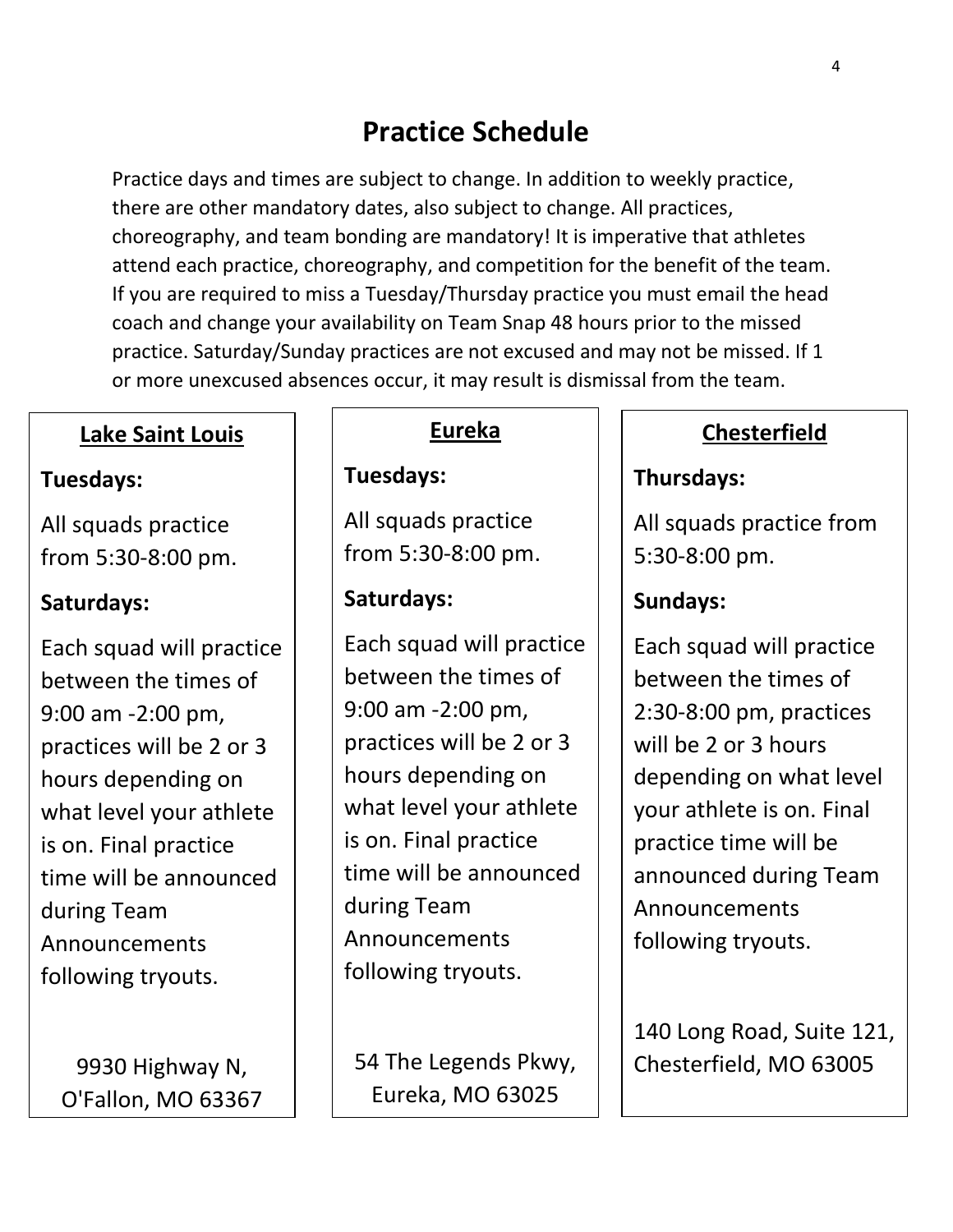# Practice Schedule

Practice days and times are subject to change. In addition to weekly practice, there are other mandatory dates, also subject to change. All practices, choreography, and team bonding are mandatory! It is imperative that athletes attend each practice, choreography, and competition for the benefit of the team. If you are required to miss a Tuesday/Thursday practice you must email the head coach and change your availability on Team Snap 48 hours prior to the missed practice. Saturday/Sunday practices are not excused and may not be missed. If 1 or more unexcused absences occur, it may result is dismissal from the team.

## Lake Saint Louis

**Tuesdays:**

All squads practice from 5:30-8:00 pm.

**Saturdays:**

Each squad will practice between the times of 9:00 am -2:00 pm, practices will be 2 or 3 hours depending on what level your athlete is on. Final practice time will be announced during Team Announcements following tryouts.

9930 Highway N, O'Fallon, MO 63367

## Eureka

**Tuesdays:**

All squads practice from 5:30-8:00 pm.

**Saturdays:**

Each squad will practice between the times of 9:00 am -2:00 pm, practices will be 2 or 3 hours depending on what level your athlete is on. Final practice time will be announced during Team Announcements following tryouts.

54 The Legends Pkwy, Eureka, MO 63025

## Chesterfield

**Thursdays:**

All squads practice from 5:30-8:00 pm.

**Sundays:**

Each squad will practice between the times of 2:30-8:00 pm, practices will be 2 or 3 hours depending on what level your athlete is on. Final practice time will be announced during Team Announcements following tryouts.

140 Long Road, Suite 121, Chesterfield, MO 63005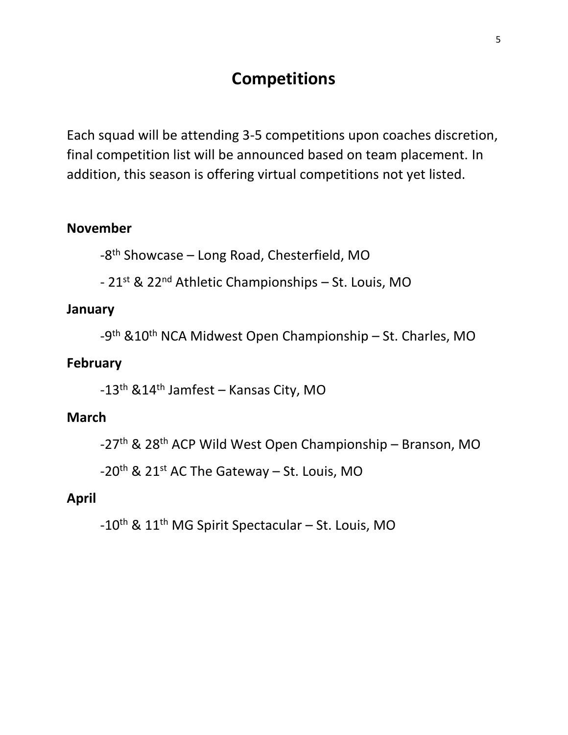# Competitions

Each squad will be attending 3-5 competitions upon coaches discretion, final competition list will be announced based on team placement. In addition, this season is offering virtual competitions not yet listed.

**November**

-8th Showcase – Long Road, Chesterfield, MO

- 21st & 22nd Athletic Championships – St. Louis, MO

**January**

-9th &10th NCA Midwest Open Championship – St. Charles, MO

**February**

-13th &14th Jamfest – Kansas City, MO

**March**

-27th & 28th ACP Wild West Open Championship – Branson, MO

-20th & 21st AC The Gateway – St. Louis, MO

**April**

-10th & 11th MG Spirit Spectacular – St. Louis, MO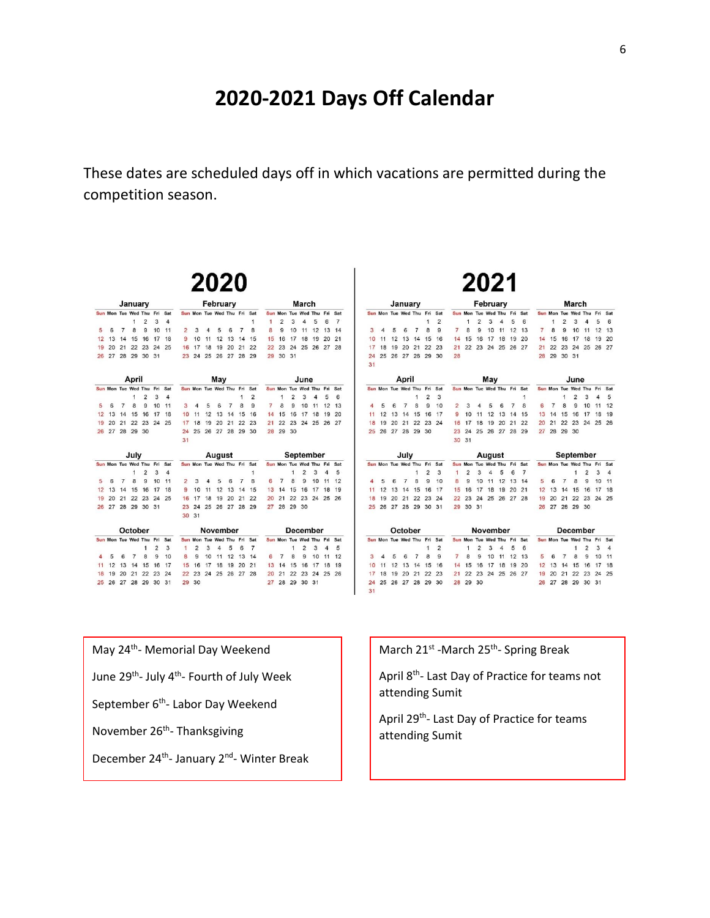# 2020-2021 Days Off Calendar

These dates are scheduled days off in which vacations are permitted during the competition season.

## 2020

**January**

| Sun | Mon | Tue | Wed | Thu | Fri | Sat |
|---|---|---|---|---|---|---|
| | | | 1 | 2 | 3 | 4 |
| 5 | 6 | 7 | 8 | 9 | 10 | 11 |
| 12 | 13 | 14 | 15 | 16 | 17 | 18 |
| 19 | 20 | 21 | 22 | 23 | 24 | 25 |
| 26 | 27 | 28 | 29 | 30 | 31 | |

**February**

| Sun | Mon | Tue | Wed | Thu | Fri | Sat |
|---|---|---|---|---|---|---|
| | | | | | | 1 |
| 2 | 3 | 4 | 5 | 6 | 7 | 8 |
| 9 | 10 | 11 | 12 | 13 | 14 | 15 |
| 16 | 17 | 18 | 19 | 20 | 21 | 22 |
| 23 | 24 | 25 | 26 | 27 | 28 | 29 |

**March**

| Sun | Mon | Tue | Wed | Thu | Fri | Sat |
|---|---|---|---|---|---|---|
| 1 | 2 | 3 | 4 | 5 | 6 | 7 |
| 8 | 9 | 10 | 11 | 12 | 13 | 14 |
| 15 | 16 | 17 | 18 | 19 | 20 | 21 |
| 22 | 23 | 24 | 25 | 26 | 27 | 28 |
| 29 | 30 | 31 | | | | |

**April**

| Sun | Mon | Tue | Wed | Thu | Fri | Sat |
|---|---|---|---|---|---|---|
| | | | 1 | 2 | 3 | 4 |
| 5 | 6 | 7 | 8 | 9 | 10 | 11 |
| 12 | 13 | 14 | 15 | 16 | 17 | 18 |
| 19 | 20 | 21 | 22 | 23 | 24 | 25 |
| 26 | 27 | 28 | 29 | 30 | | |

**May**

| Sun | Mon | Tue | Wed | Thu | Fri | Sat |
|---|---|---|---|---|---|---|
| | | | | | 1 | 2 |
| 3 | 4 | 5 | 6 | 7 | 8 | 9 |
| 10 | 11 | 12 | 13 | 14 | 15 | 16 |
| 17 | 18 | 19 | 20 | 21 | 22 | 23 |
| 24 | 25 | 26 | 27 | 28 | 29 | 30 |
| 31 | | | | | | |

**June**

| Sun | Mon | Tue | Wed | Thu | Fri | Sat |
|---|---|---|---|---|---|---|
| | 1 | 2 | 3 | 4 | 5 | 6 |
| 7 | 8 | 9 | 10 | 11 | 12 | 13 |
| 14 | 15 | 16 | 17 | 18 | 19 | 20 |
| 21 | 22 | 23 | 24 | 25 | 26 | 27 |
| 28 | 29 | 30 | | | | |

**July**

| Sun | Mon | Tue | Wed | Thu | Fri | Sat |
|---|---|---|---|---|---|---|
| | | | 1 | 2 | 3 | 4 |
| 5 | 6 | 7 | 8 | 9 | 10 | 11 |
| 12 | 13 | 14 | 15 | 16 | 17 | 18 |
| 19 | 20 | 21 | 22 | 23 | 24 | 25 |
| 26 | 27 | 28 | 29 | 30 | 31 | |

**August**

| Sun | Mon | Tue | Wed | Thu | Fri | Sat |
|---|---|---|---|---|---|---|
| | | | | | | 1 |
| 2 | 3 | 4 | 5 | 6 | 7 | 8 |
| 9 | 10 | 11 | 12 | 13 | 14 | 15 |
| 16 | 17 | 18 | 19 | 20 | 21 | 22 |
| 23 | 24 | 25 | 26 | 27 | 28 | 29 |
| 30 | 31 | | | | | |

**September**

| Sun | Mon | Tue | Wed | Thu | Fri | Sat |
|---|---|---|---|---|---|---|
| | | 1 | 2 | 3 | 4 | 5 |
| 6 | 7 | 8 | 9 | 10 | 11 | 12 |
| 13 | 14 | 15 | 16 | 17 | 18 | 19 |
| 20 | 21 | 22 | 23 | 24 | 25 | 26 |
| 27 | 28 | 29 | 30 | | | |

**October**

| Sun | Mon | Tue | Wed | Thu | Fri | Sat |
|---|---|---|---|---|---|---|
| | | | | 1 | 2 | 3 |
| 4 | 5 | 6 | 7 | 8 | 9 | 10 |
| 11 | 12 | 13 | 14 | 15 | 16 | 17 |
| 18 | 19 | 20 | 21 | 22 | 23 | 24 |
| 25 | 26 | 27 | 28 | 29 | 30 | 31 |

**November**

| Sun | Mon | Tue | Wed | Thu | Fri | Sat |
|---|---|---|---|---|---|---|
| 1 | 2 | 3 | 4 | 5 | 6 | 7 |
| 8 | 9 | 10 | 11 | 12 | 13 | 14 |
| 15 | 16 | 17 | 18 | 19 | 20 | 21 |
| 22 | 23 | 24 | 25 | 26 | 27 | 28 |
| 29 | 30 | | | | | |

**December**

| Sun | Mon | Tue | Wed | Thu | Fri | Sat |
|---|---|---|---|---|---|---|
| | | 1 | 2 | 3 | 4 | 5 |
| 6 | 7 | 8 | 9 | 10 | 11 | 12 |
| 13 | 14 | 15 | 16 | 17 | 18 | 19 |
| 20 | 21 | 22 | 23 | 24 | 25 | 26 |
| 27 | 28 | 29 | 30 | 31 | | |

## 2021

**January**

| Sun | Mon | Tue | Wed | Thu | Fri | Sat |
|---|---|---|---|---|---|---|
| | | | | | 1 | 2 |
| 3 | 4 | 5 | 6 | 7 | 8 | 9 |
| 10 | 11 | 12 | 13 | 14 | 15 | 16 |
| 17 | 18 | 19 | 20 | 21 | 22 | 23 |
| 24 | 25 | 26 | 27 | 28 | 29 | 30 |
| 31 | | | | | | |

**February**

| Sun | Mon | Tue | Wed | Thu | Fri | Sat |
|---|---|---|---|---|---|---|
| | 1 | 2 | 3 | 4 | 5 | 6 |
| 7 | 8 | 9 | 10 | 11 | 12 | 13 |
| 14 | 15 | 16 | 17 | 18 | 19 | 20 |
| 21 | 22 | 23 | 24 | 25 | 26 | 27 |
| 28 | | | | | | |

**March**

| Sun | Mon | Tue | Wed | Thu | Fri | Sat |
|---|---|---|---|---|---|---|
| | 1 | 2 | 3 | 4 | 5 | 6 |
| 7 | 8 | 9 | 10 | 11 | 12 | 13 |
| 14 | 15 | 16 | 17 | 18 | 19 | 20 |
| 21 | 22 | 23 | 24 | 25 | 26 | 27 |
| 28 | 29 | 30 | 31 | | | |

**April**

| Sun | Mon | Tue | Wed | Thu | Fri | Sat |
|---|---|---|---|---|---|---|
| | | | | 1 | 2 | 3 |
| 4 | 5 | 6 | 7 | 8 | 9 | 10 |
| 11 | 12 | 13 | 14 | 15 | 16 | 17 |
| 18 | 19 | 20 | 21 | 22 | 23 | 24 |
| 25 | 26 | 27 | 28 | 29 | 30 | |

**May**

| Sun | Mon | Tue | Wed | Thu | Fri | Sat |
|---|---|---|---|---|---|---|
| | | | | | | 1 |
| 2 | 3 | 4 | 5 | 6 | 7 | 8 |
| 9 | 10 | 11 | 12 | 13 | 14 | 15 |
| 16 | 17 | 18 | 19 | 20 | 21 | 22 |
| 23 | 24 | 25 | 26 | 27 | 28 | 29 |
| 30 | 31 | | | | | |

**June**

| Sun | Mon | Tue | Wed | Thu | Fri | Sat |
|---|---|---|---|---|---|---|
| | | 1 | 2 | 3 | 4 | 5 |
| 6 | 7 | 8 | 9 | 10 | 11 | 12 |
| 13 | 14 | 15 | 16 | 17 | 18 | 19 |
| 20 | 21 | 22 | 23 | 24 | 25 | 26 |
| 27 | 28 | 29 | 30 | | | |

**July**

| Sun | Mon | Tue | Wed | Thu | Fri | Sat |
|---|---|---|---|---|---|---|
| | | | | 1 | 2 | 3 |
| 4 | 5 | 6 | 7 | 8 | 9 | 10 |
| 11 | 12 | 13 | 14 | 15 | 16 | 17 |
| 18 | 19 | 20 | 21 | 22 | 23 | 24 |
| 25 | 26 | 27 | 28 | 29 | 30 | 31 |

**August**

| Sun | Mon | Tue | Wed | Thu | Fri | Sat |
|---|---|---|---|---|---|---|
| 1 | 2 | 3 | 4 | 5 | 6 | 7 |
| 8 | 9 | 10 | 11 | 12 | 13 | 14 |
| 15 | 16 | 17 | 18 | 19 | 20 | 21 |
| 22 | 23 | 24 | 25 | 26 | 27 | 28 |
| 29 | 30 | 31 | | | | |

**September**

| Sun | Mon | Tue | Wed | Thu | Fri | Sat |
|---|---|---|---|---|---|---|
| | | | 1 | 2 | 3 | 4 |
| 5 | 6 | 7 | 8 | 9 | 10 | 11 |
| 12 | 13 | 14 | 15 | 16 | 17 | 18 |
| 19 | 20 | 21 | 22 | 23 | 24 | 25 |
| 26 | 27 | 28 | 29 | 30 | | |

**October**

| Sun | Mon | Tue | Wed | Thu | Fri | Sat |
|---|---|---|---|---|---|---|
| | | | | | 1 | 2 |
| 3 | 4 | 5 | 6 | 7 | 8 | 9 |
| 10 | 11 | 12 | 13 | 14 | 15 | 16 |
| 17 | 18 | 19 | 20 | 21 | 22 | 23 |
| 24 | 25 | 26 | 27 | 28 | 29 | 30 |
| 31 | | | | | | |

**November**

| Sun | Mon | Tue | Wed | Thu | Fri | Sat |
|---|---|---|---|---|---|---|
| | 1 | 2 | 3 | 4 | 5 | 6 |
| 7 | 8 | 9 | 10 | 11 | 12 | 13 |
| 14 | 15 | 16 | 17 | 18 | 19 | 20 |
| 21 | 22 | 23 | 24 | 25 | 26 | 27 |
| 28 | 29 | 30 | | | | |

**December**

| Sun | Mon | Tue | Wed | Thu | Fri | Sat |
|---|---|---|---|---|---|---|
| | | | 1 | 2 | 3 | 4 |
| 5 | 6 | 7 | 8 | 9 | 10 | 11 |
| 12 | 13 | 14 | 15 | 16 | 17 | 18 |
| 19 | 20 | 21 | 22 | 23 | 24 | 25 |
| 26 | 27 | 28 | 29 | 30 | 31 | |

May 24th- Memorial Day Weekend

June 29th- July 4th- Fourth of July Week

September 6th- Labor Day Weekend

November 26th- Thanksgiving

December 24th- January 2nd- Winter Break

March 21st -March 25th- Spring Break

April 8th- Last Day of Practice for teams not attending Sumit

April 29th- Last Day of Practice for teams attending Sumit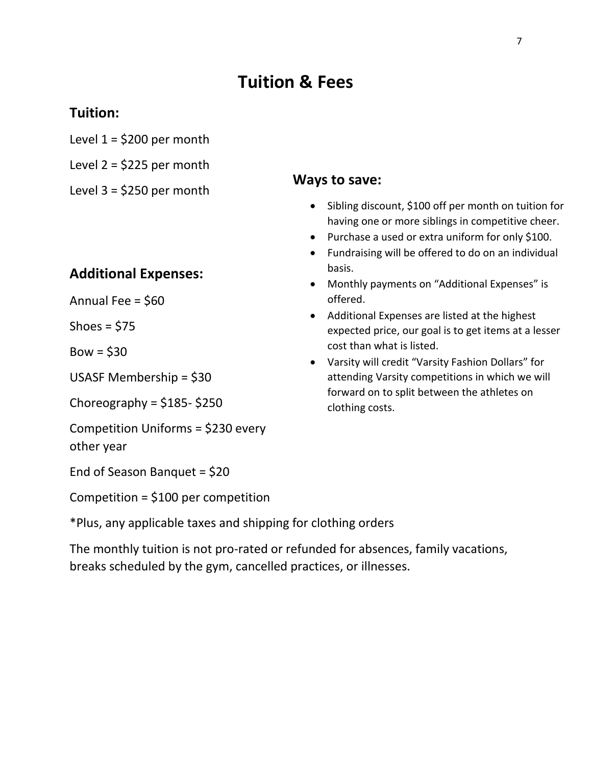# Tuition & Fees

## Tuition:

Level 1 = $200 per month

Level 2 = $225 per month

Level 3 = $250 per month

## Ways to save:

- Sibling discount, $100 off per month on tuition for having one or more siblings in competitive cheer.
- Purchase a used or extra uniform for only $100.
- Fundraising will be offered to do on an individual basis.
- Monthly payments on "Additional Expenses" is offered.
- Additional Expenses are listed at the highest expected price, our goal is to get items at a lesser cost than what is listed.
- Varsity will credit "Varsity Fashion Dollars" for attending Varsity competitions in which we will forward on to split between the athletes on clothing costs.

## Additional Expenses:

Annual Fee = $60

Shoes = $75

Bow = $30

USASF Membership = $30

Choreography = $185- $250

Competition Uniforms = $230 every other year

End of Season Banquet = $20

Competition = $100 per competition

*Plus, any applicable taxes and shipping for clothing orders

The monthly tuition is not pro-rated or refunded for absences, family vacations, breaks scheduled by the gym, cancelled practices, or illnesses.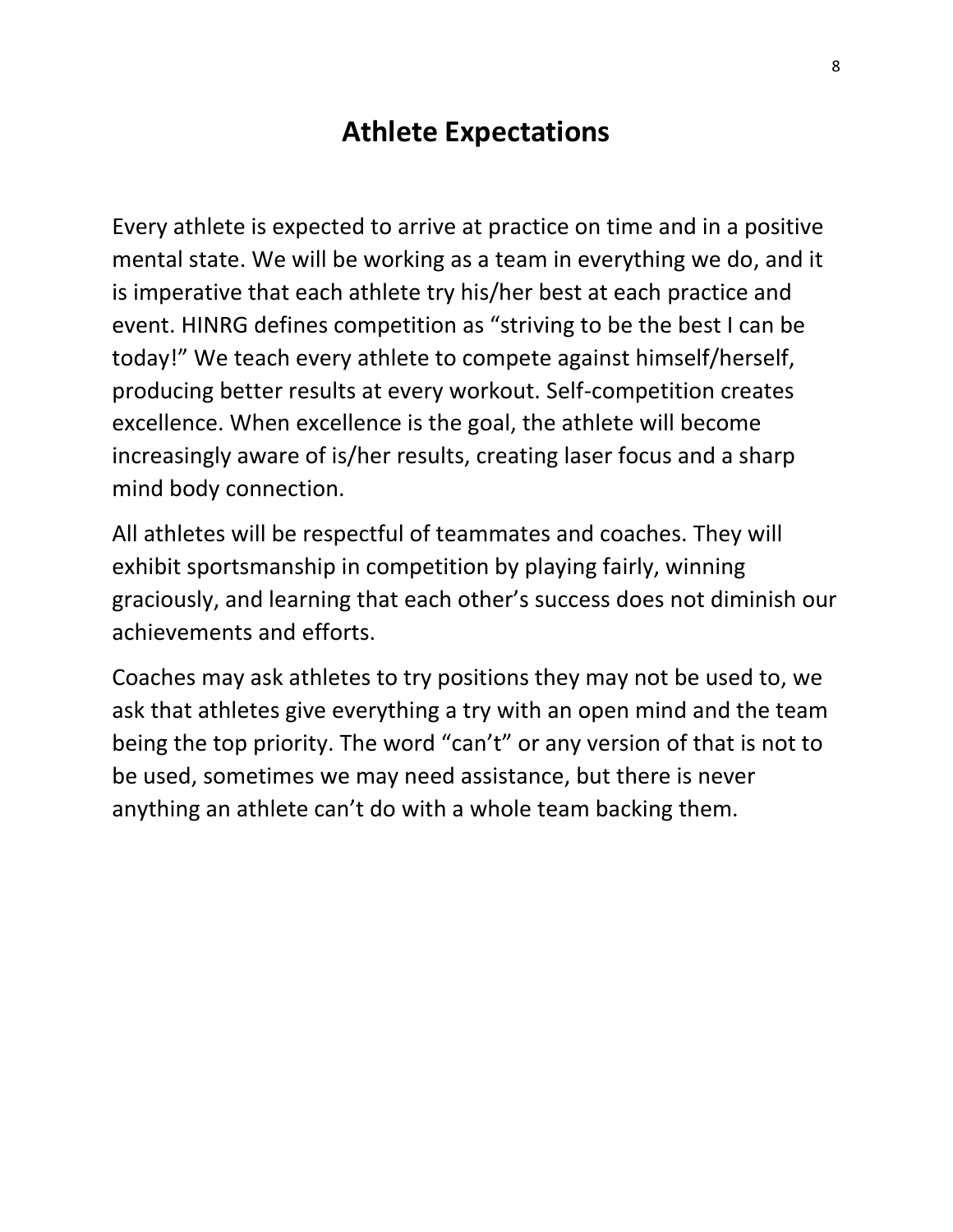# Athlete Expectations

Every athlete is expected to arrive at practice on time and in a positive mental state. We will be working as a team in everything we do, and it is imperative that each athlete try his/her best at each practice and event. HINRG defines competition as "striving to be the best I can be today!" We teach every athlete to compete against himself/herself, producing better results at every workout. Self-competition creates excellence. When excellence is the goal, the athlete will become increasingly aware of is/her results, creating laser focus and a sharp mind body connection.

All athletes will be respectful of teammates and coaches. They will exhibit sportsmanship in competition by playing fairly, winning graciously, and learning that each other's success does not diminish our achievements and efforts.

Coaches may ask athletes to try positions they may not be used to, we ask that athletes give everything a try with an open mind and the team being the top priority. The word "can't" or any version of that is not to be used, sometimes we may need assistance, but there is never anything an athlete can't do with a whole team backing them.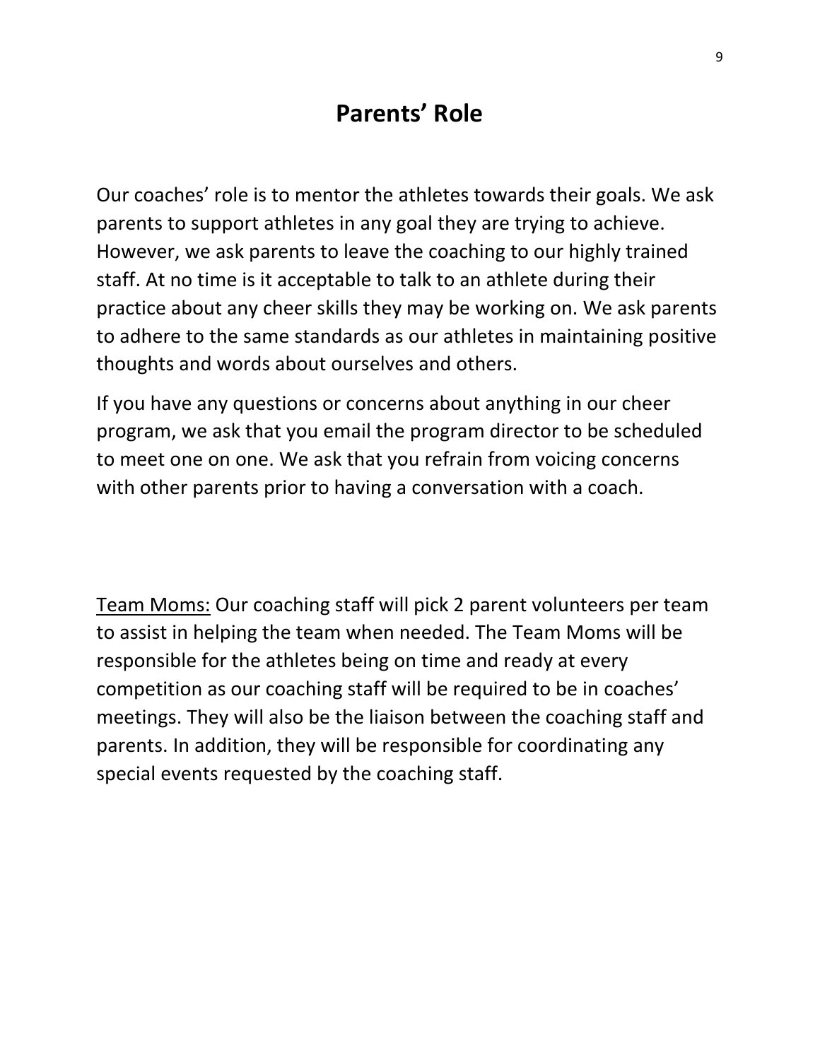# Parents' Role

Our coaches' role is to mentor the athletes towards their goals. We ask parents to support athletes in any goal they are trying to achieve. However, we ask parents to leave the coaching to our highly trained staff. At no time is it acceptable to talk to an athlete during their practice about any cheer skills they may be working on. We ask parents to adhere to the same standards as our athletes in maintaining positive thoughts and words about ourselves and others.

If you have any questions or concerns about anything in our cheer program, we ask that you email the program director to be scheduled to meet one on one. We ask that you refrain from voicing concerns with other parents prior to having a conversation with a coach.

<u>Team Moms:</u> Our coaching staff will pick 2 parent volunteers per team to assist in helping the team when needed. The Team Moms will be responsible for the athletes being on time and ready at every competition as our coaching staff will be required to be in coaches' meetings. They will also be the liaison between the coaching staff and parents. In addition, they will be responsible for coordinating any special events requested by the coaching staff.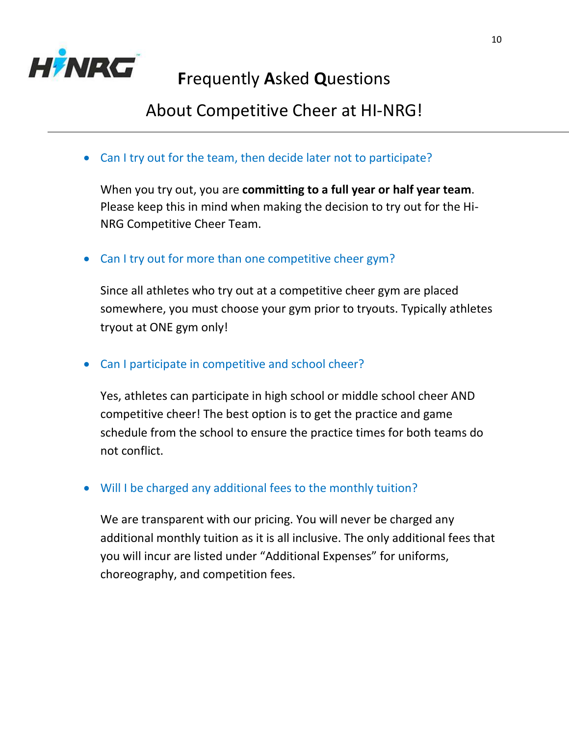# **F**requently **A**sked **Q**uestions

## About Competitive Cheer at HI-NRG!

- Can I try out for the team, then decide later not to participate?

  When you try out, you are **committing to a full year or half year team**. Please keep this in mind when making the decision to try out for the Hi-NRG Competitive Cheer Team.

- Can I try out for more than one competitive cheer gym?

  Since all athletes who try out at a competitive cheer gym are placed somewhere, you must choose your gym prior to tryouts. Typically athletes tryout at ONE gym only!

- Can I participate in competitive and school cheer?

  Yes, athletes can participate in high school or middle school cheer AND competitive cheer! The best option is to get the practice and game schedule from the school to ensure the practice times for both teams do not conflict.

- Will I be charged any additional fees to the monthly tuition?

  We are transparent with our pricing. You will never be charged any additional monthly tuition as it is all inclusive. The only additional fees that you will incur are listed under "Additional Expenses" for uniforms, choreography, and competition fees.